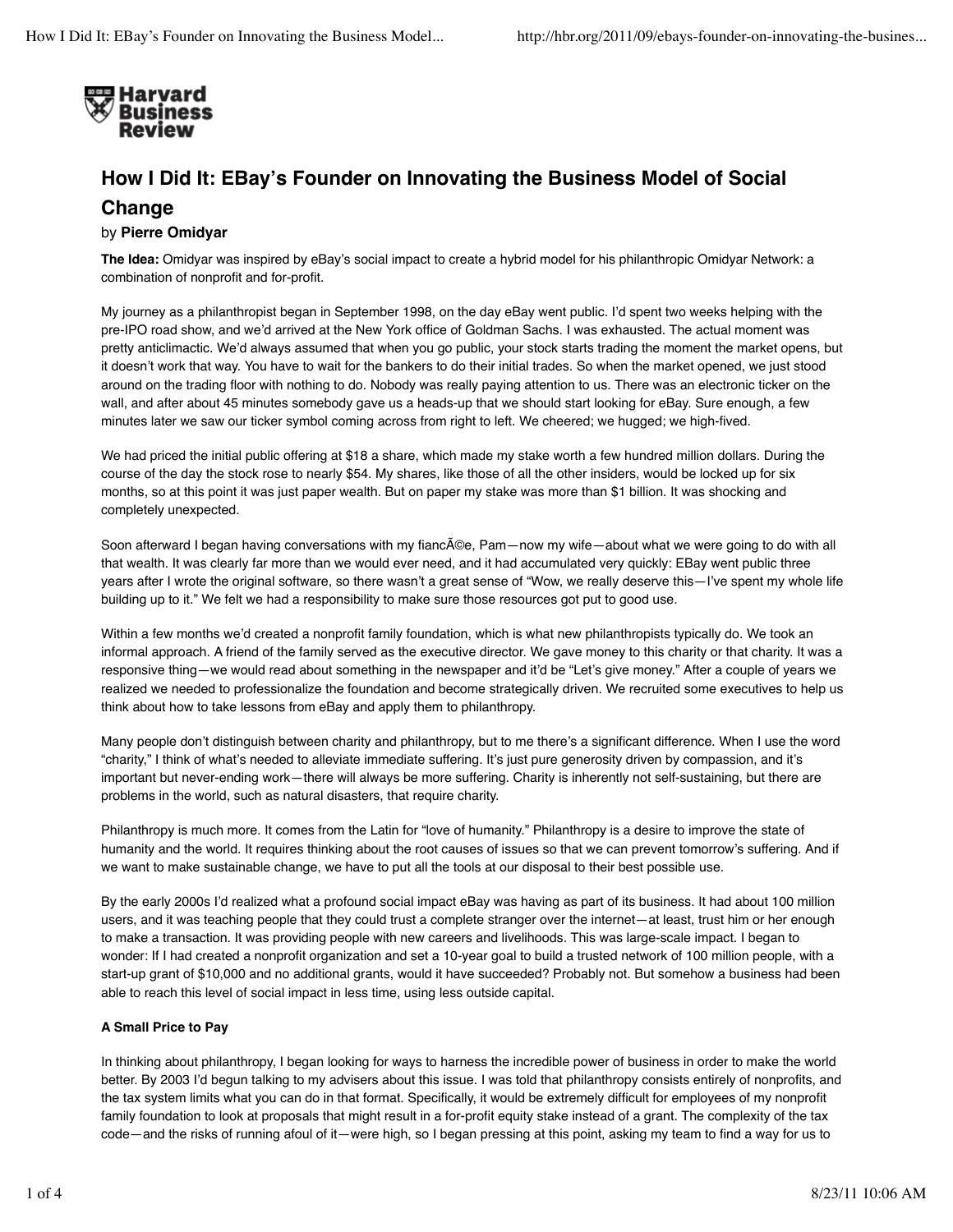Harvard Business Review

# How I Did It: EBay's Founder on Innovating the Business Model of Social Change

by **Pierre Omidyar**

**The Idea:** Omidyar was inspired by eBay's social impact to create a hybrid model for his philanthropic Omidyar Network: a combination of nonprofit and for-profit.

My journey as a philanthropist began in September 1998, on the day eBay went public. I'd spent two weeks helping with the pre-IPO road show, and we'd arrived at the New York office of Goldman Sachs. I was exhausted. The actual moment was pretty anticlimactic. We'd always assumed that when you go public, your stock starts trading the moment the market opens, but it doesn't work that way. You have to wait for the bankers to do their initial trades. So when the market opened, we just stood around on the trading floor with nothing to do. Nobody was really paying attention to us. There was an electronic ticker on the wall, and after about 45 minutes somebody gave us a heads-up that we should start looking for eBay. Sure enough, a few minutes later we saw our ticker symbol coming across from right to left. We cheered; we hugged; we high-fived.

We had priced the initial public offering at $18 a share, which made my stake worth a few hundred million dollars. During the course of the day the stock rose to nearly $54. My shares, like those of all the other insiders, would be locked up for six months, so at this point it was just paper wealth. But on paper my stake was more than $1 billion. It was shocking and completely unexpected.

Soon afterward I began having conversations with my fiancÃ©e, Pam—now my wife—about what we were going to do with all that wealth. It was clearly far more than we would ever need, and it had accumulated very quickly: EBay went public three years after I wrote the original software, so there wasn't a great sense of "Wow, we really deserve this—I've spent my whole life building up to it." We felt we had a responsibility to make sure those resources got put to good use.

Within a few months we'd created a nonprofit family foundation, which is what new philanthropists typically do. We took an informal approach. A friend of the family served as the executive director. We gave money to this charity or that charity. It was a responsive thing—we would read about something in the newspaper and it'd be "Let's give money." After a couple of years we realized we needed to professionalize the foundation and become strategically driven. We recruited some executives to help us think about how to take lessons from eBay and apply them to philanthropy.

Many people don't distinguish between charity and philanthropy, but to me there's a significant difference. When I use the word "charity," I think of what's needed to alleviate immediate suffering. It's just pure generosity driven by compassion, and it's important but never-ending work—there will always be more suffering. Charity is inherently not self-sustaining, but there are problems in the world, such as natural disasters, that require charity.

Philanthropy is much more. It comes from the Latin for "love of humanity." Philanthropy is a desire to improve the state of humanity and the world. It requires thinking about the root causes of issues so that we can prevent tomorrow's suffering. And if we want to make sustainable change, we have to put all the tools at our disposal to their best possible use.

By the early 2000s I'd realized what a profound social impact eBay was having as part of its business. It had about 100 million users, and it was teaching people that they could trust a complete stranger over the internet—at least, trust him or her enough to make a transaction. It was providing people with new careers and livelihoods. This was large-scale impact. I began to wonder: If I had created a nonprofit organization and set a 10-year goal to build a trusted network of 100 million people, with a start-up grant of $10,000 and no additional grants, would it have succeeded? Probably not. But somehow a business had been able to reach this level of social impact in less time, using less outside capital.

### A Small Price to Pay

In thinking about philanthropy, I began looking for ways to harness the incredible power of business in order to make the world better. By 2003 I'd begun talking to my advisers about this issue. I was told that philanthropy consists entirely of nonprofits, and the tax system limits what you can do in that format. Specifically, it would be extremely difficult for employees of my nonprofit family foundation to look at proposals that might result in a for-profit equity stake instead of a grant. The complexity of the tax code—and the risks of running afoul of it—were high, so I began pressing at this point, asking my team to find a way for us to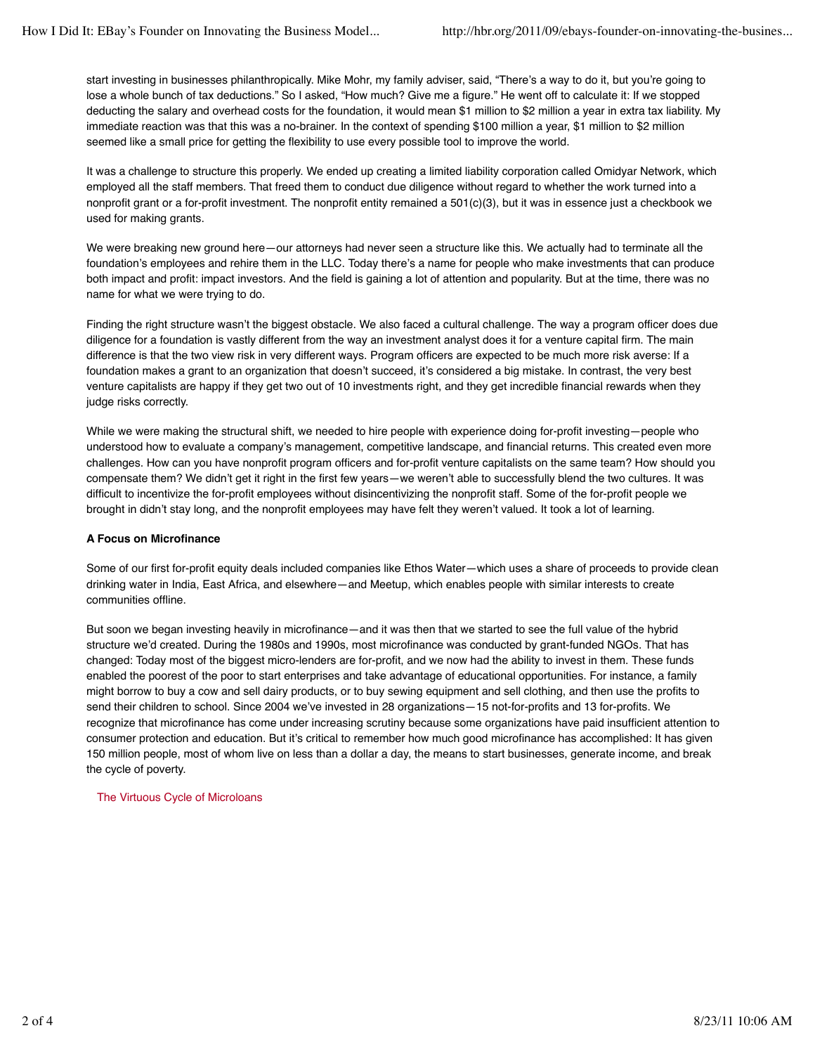start investing in businesses philanthropically. Mike Mohr, my family adviser, said, "There's a way to do it, but you're going to lose a whole bunch of tax deductions." So I asked, "How much? Give me a figure." He went off to calculate it: If we stopped deducting the salary and overhead costs for the foundation, it would mean $1 million to $2 million a year in extra tax liability. My immediate reaction was that this was a no-brainer. In the context of spending $100 million a year, $1 million to $2 million seemed like a small price for getting the flexibility to use every possible tool to improve the world.

It was a challenge to structure this properly. We ended up creating a limited liability corporation called Omidyar Network, which employed all the staff members. That freed them to conduct due diligence without regard to whether the work turned into a nonprofit grant or a for-profit investment. The nonprofit entity remained a 501(c)(3), but it was in essence just a checkbook we used for making grants.

We were breaking new ground here—our attorneys had never seen a structure like this. We actually had to terminate all the foundation's employees and rehire them in the LLC. Today there's a name for people who make investments that can produce both impact and profit: impact investors. And the field is gaining a lot of attention and popularity. But at the time, there was no name for what we were trying to do.

Finding the right structure wasn't the biggest obstacle. We also faced a cultural challenge. The way a program officer does due diligence for a foundation is vastly different from the way an investment analyst does it for a venture capital firm. The main difference is that the two view risk in very different ways. Program officers are expected to be much more risk averse: If a foundation makes a grant to an organization that doesn't succeed, it's considered a big mistake. In contrast, the very best venture capitalists are happy if they get two out of 10 investments right, and they get incredible financial rewards when they judge risks correctly.

While we were making the structural shift, we needed to hire people with experience doing for-profit investing—people who understood how to evaluate a company's management, competitive landscape, and financial returns. This created even more challenges. How can you have nonprofit program officers and for-profit venture capitalists on the same team? How should you compensate them? We didn't get it right in the first few years—we weren't able to successfully blend the two cultures. It was difficult to incentivize the for-profit employees without disincentivizing the nonprofit staff. Some of the for-profit people we brought in didn't stay long, and the nonprofit employees may have felt they weren't valued. It took a lot of learning.

**A Focus on Microfinance**

Some of our first for-profit equity deals included companies like Ethos Water—which uses a share of proceeds to provide clean drinking water in India, East Africa, and elsewhere—and Meetup, which enables people with similar interests to create communities offline.

But soon we began investing heavily in microfinance—and it was then that we started to see the full value of the hybrid structure we'd created. During the 1980s and 1990s, most microfinance was conducted by grant-funded NGOs. That has changed: Today most of the biggest micro-lenders are for-profit, and we now had the ability to invest in them. These funds enabled the poorest of the poor to start enterprises and take advantage of educational opportunities. For instance, a family might borrow to buy a cow and sell dairy products, or to buy sewing equipment and sell clothing, and then use the profits to send their children to school. Since 2004 we've invested in 28 organizations—15 not-for-profits and 13 for-profits. We recognize that microfinance has come under increasing scrutiny because some organizations have paid insufficient attention to consumer protection and education. But it's critical to remember how much good microfinance has accomplished: It has given 150 million people, most of whom live on less than a dollar a day, the means to start businesses, generate income, and break the cycle of poverty.

The Virtuous Cycle of Microloans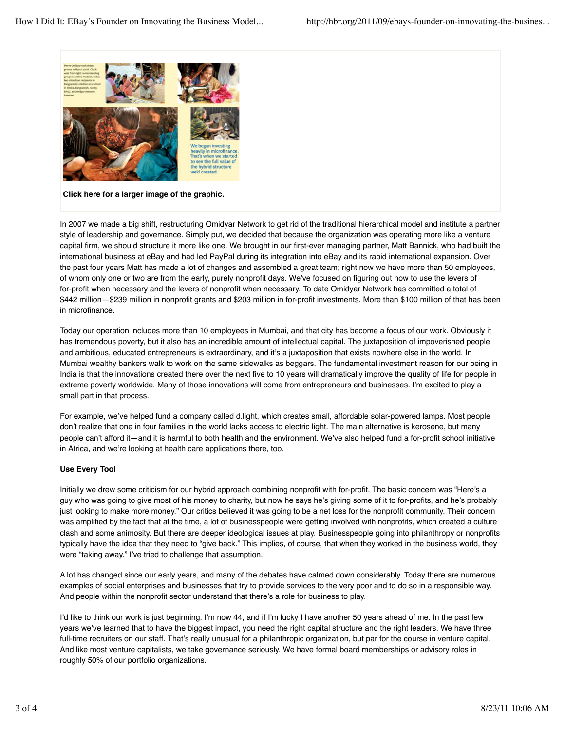Pierre Omidyar took these photos in March 2006. Clockwise from right: a microlending group in Andhra Pradesh, India; two microloan recipients in Bangladesh; children at a school in Dhaka, Bangladesh, run by BRAC, an Omidyar Network investee.

We began investing heavily in microfinance. That's when we started to see the full value of the hybrid structure we'd created.

**Click here for a larger image of the graphic.**

In 2007 we made a big shift, restructuring Omidyar Network to get rid of the traditional hierarchical model and institute a partner style of leadership and governance. Simply put, we decided that because the organization was operating more like a venture capital firm, we should structure it more like one. We brought in our first-ever managing partner, Matt Bannick, who had built the international business at eBay and had led PayPal during its integration into eBay and its rapid international expansion. Over the past four years Matt has made a lot of changes and assembled a great team; right now we have more than 50 employees, of whom only one or two are from the early, purely nonprofit days. We've focused on figuring out how to use the levers of for-profit when necessary and the levers of nonprofit when necessary. To date Omidyar Network has committed a total of $442 million—$239 million in nonprofit grants and $203 million in for-profit investments. More than $100 million of that has been in microfinance.

Today our operation includes more than 10 employees in Mumbai, and that city has become a focus of our work. Obviously it has tremendous poverty, but it also has an incredible amount of intellectual capital. The juxtaposition of impoverished people and ambitious, educated entrepreneurs is extraordinary, and it's a juxtaposition that exists nowhere else in the world. In Mumbai wealthy bankers walk to work on the same sidewalks as beggars. The fundamental investment reason for our being in India is that the innovations created there over the next five to 10 years will dramatically improve the quality of life for people in extreme poverty worldwide. Many of those innovations will come from entrepreneurs and businesses. I'm excited to play a small part in that process.

For example, we've helped fund a company called d.light, which creates small, affordable solar-powered lamps. Most people don't realize that one in four families in the world lacks access to electric light. The main alternative is kerosene, but many people can't afford it—and it is harmful to both health and the environment. We've also helped fund a for-profit school initiative in Africa, and we're looking at health care applications there, too.

**Use Every Tool**

Initially we drew some criticism for our hybrid approach combining nonprofit with for-profit. The basic concern was "Here's a guy who was going to give most of his money to charity, but now he says he's giving some of it to for-profits, and he's probably just looking to make more money." Our critics believed it was going to be a net loss for the nonprofit community. Their concern was amplified by the fact that at the time, a lot of businesspeople were getting involved with nonprofits, which created a culture clash and some animosity. But there are deeper ideological issues at play. Businesspeople going into philanthropy or nonprofits typically have the idea that they need to "give back." This implies, of course, that when they worked in the business world, they were "taking away." I've tried to challenge that assumption.

A lot has changed since our early years, and many of the debates have calmed down considerably. Today there are numerous examples of social enterprises and businesses that try to provide services to the very poor and to do so in a responsible way. And people within the nonprofit sector understand that there's a role for business to play.

I'd like to think our work is just beginning. I'm now 44, and if I'm lucky I have another 50 years ahead of me. In the past few years we've learned that to have the biggest impact, you need the right capital structure and the right leaders. We have three full-time recruiters on our staff. That's really unusual for a philanthropic organization, but par for the course in venture capital. And like most venture capitalists, we take governance seriously. We have formal board memberships or advisory roles in roughly 50% of our portfolio organizations.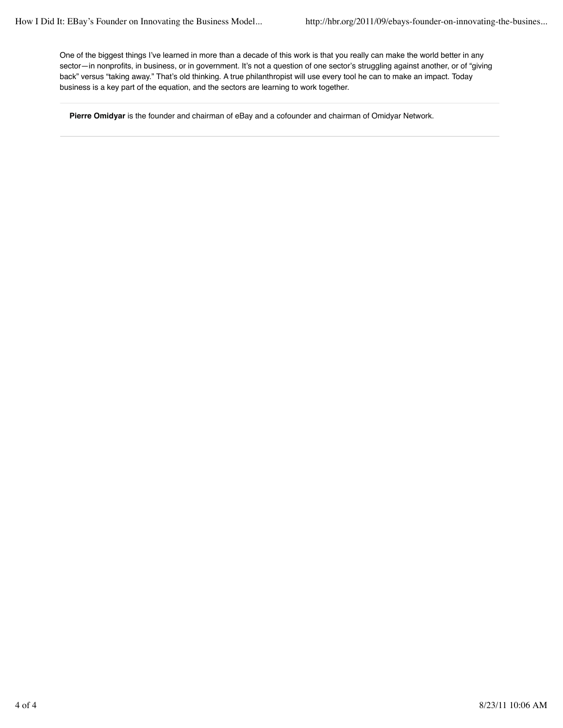One of the biggest things I've learned in more than a decade of this work is that you really can make the world better in any sector—in nonprofits, in business, or in government. It's not a question of one sector's struggling against another, or of "giving back" versus "taking away." That's old thinking. A true philanthropist will use every tool he can to make an impact. Today business is a key part of the equation, and the sectors are learning to work together.

---

**Pierre Omidyar** is the founder and chairman of eBay and a cofounder and chairman of Omidyar Network.

---